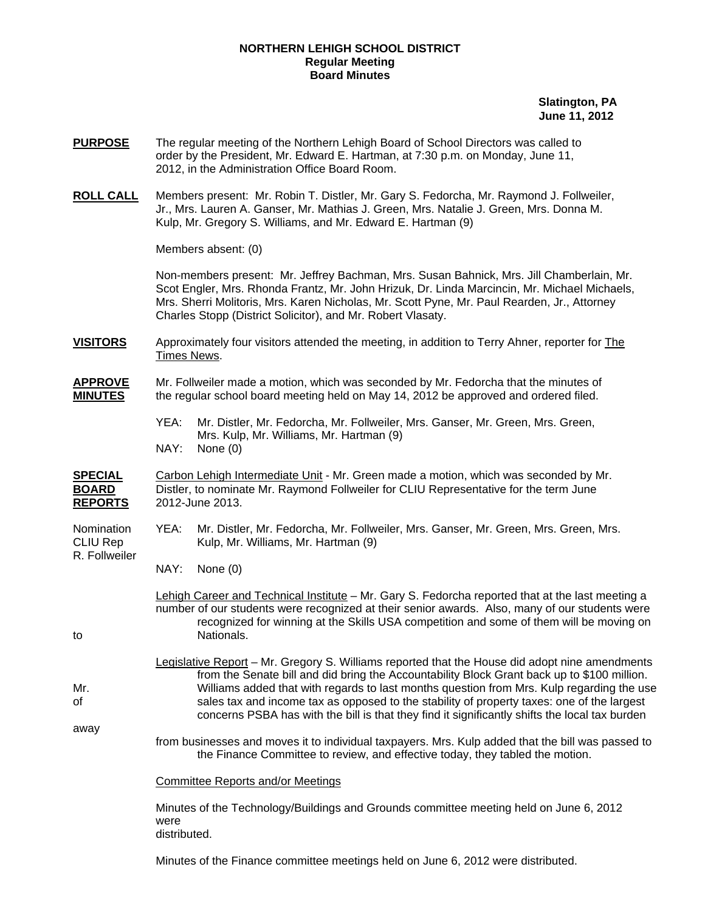**NORTHERN LEHIGH SCHOOL DISTRICT**
**Regular Meeting**
**Board Minutes**

**Slatington, PA**
**June 11, 2012**

**PURPOSE** The regular meeting of the Northern Lehigh Board of School Directors was called to order by the President, Mr. Edward E. Hartman, at 7:30 p.m. on Monday, June 11, 2012, in the Administration Office Board Room.

**ROLL CALL** Members present: Mr. Robin T. Distler, Mr. Gary S. Fedorcha, Mr. Raymond J. Follweiler, Jr., Mrs. Lauren A. Ganser, Mr. Mathias J. Green, Mrs. Natalie J. Green, Mrs. Donna M. Kulp, Mr. Gregory S. Williams, and Mr. Edward E. Hartman (9)

Members absent: (0)

Non-members present: Mr. Jeffrey Bachman, Mrs. Susan Bahnick, Mrs. Jill Chamberlain, Mr. Scot Engler, Mrs. Rhonda Frantz, Mr. John Hrizuk, Dr. Linda Marcincin, Mr. Michael Michaels, Mrs. Sherri Molitoris, Mrs. Karen Nicholas, Mr. Scott Pyne, Mr. Paul Rearden, Jr., Attorney Charles Stopp (District Solicitor), and Mr. Robert Vlasaty.

**VISITORS** Approximately four visitors attended the meeting, in addition to Terry Ahner, reporter for The Times News.

**APPROVE MINUTES** Mr. Follweiler made a motion, which was seconded by Mr. Fedorcha that the minutes of the regular school board meeting held on May 14, 2012 be approved and ordered filed.

YEA: Mr. Distler, Mr. Fedorcha, Mr. Follweiler, Mrs. Ganser, Mr. Green, Mrs. Green, Mrs. Kulp, Mr. Williams, Mr. Hartman (9)
NAY: None (0)

**SPECIAL BOARD REPORTS** Carbon Lehigh Intermediate Unit - Mr. Green made a motion, which was seconded by Mr. Distler, to nominate Mr. Raymond Follweiler for CLIU Representative for the term June 2012-June 2013.

Nomination CLIU Rep R. Follweiler

YEA: Mr. Distler, Mr. Fedorcha, Mr. Follweiler, Mrs. Ganser, Mr. Green, Mrs. Green, Mrs. Kulp, Mr. Williams, Mr. Hartman (9)
NAY: None (0)

Lehigh Career and Technical Institute – Mr. Gary S. Fedorcha reported that at the last meeting a number of our students were recognized at their senior awards. Also, many of our students were recognized for winning at the Skills USA competition and some of them will be moving on to Nationals.

Legislative Report – Mr. Gregory S. Williams reported that the House did adopt nine amendments from the Senate bill and did bring the Accountability Block Grant back up to $100 million. Mr. Williams added that with regards to last months question from Mrs. Kulp regarding the use of sales tax and income tax as opposed to the stability of property taxes: one of the largest concerns PSBA has with the bill is that they find it significantly shifts the local tax burden away from businesses and moves it to individual taxpayers. Mrs. Kulp added that the bill was passed to the Finance Committee to review, and effective today, they tabled the motion.

Committee Reports and/or Meetings

Minutes of the Technology/Buildings and Grounds committee meeting held on June 6, 2012 were distributed.

Minutes of the Finance committee meetings held on June 6, 2012 were distributed.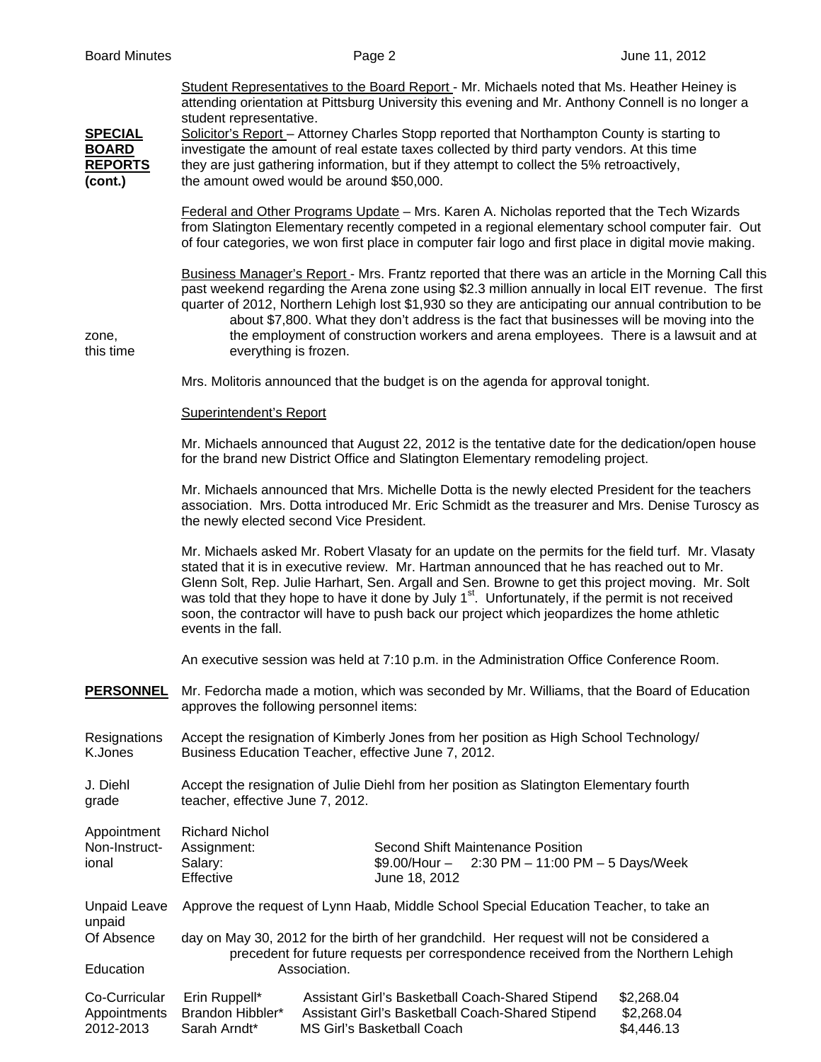Student Representatives to the Board Report - Mr. Michaels noted that Ms. Heather Heiney is attending orientation at Pittsburg University this evening and Mr. Anthony Connell is no longer a student representative.

**SPECIAL BOARD REPORTS (cont.)**

Solicitor's Report – Attorney Charles Stopp reported that Northampton County is starting to investigate the amount of real estate taxes collected by third party vendors. At this time they are just gathering information, but if they attempt to collect the 5% retroactively, the amount owed would be around $50,000.

Federal and Other Programs Update – Mrs. Karen A. Nicholas reported that the Tech Wizards from Slatington Elementary recently competed in a regional elementary school computer fair. Out of four categories, we won first place in computer fair logo and first place in digital movie making.

Business Manager's Report - Mrs. Frantz reported that there was an article in the Morning Call this past weekend regarding the Arena zone using $2.3 million annually in local EIT revenue. The first quarter of 2012, Northern Lehigh lost $1,930 so they are anticipating our annual contribution to be about $7,800. What they don't address is the fact that businesses will be moving into the zone, the employment of construction workers and arena employees. There is a lawsuit and at this time everything is frozen.

Mrs. Molitoris announced that the budget is on the agenda for approval tonight.

Superintendent's Report

Mr. Michaels announced that August 22, 2012 is the tentative date for the dedication/open house for the brand new District Office and Slatington Elementary remodeling project.

Mr. Michaels announced that Mrs. Michelle Dotta is the newly elected President for the teachers association. Mrs. Dotta introduced Mr. Eric Schmidt as the treasurer and Mrs. Denise Turoscy as the newly elected second Vice President.

Mr. Michaels asked Mr. Robert Vlasaty for an update on the permits for the field turf. Mr. Vlasaty stated that it is in executive review. Mr. Hartman announced that he has reached out to Mr. Glenn Solt, Rep. Julie Harhart, Sen. Argall and Sen. Browne to get this project moving. Mr. Solt was told that they hope to have it done by July 1st. Unfortunately, if the permit is not received soon, the contractor will have to push back our project which jeopardizes the home athletic events in the fall.

An executive session was held at 7:10 p.m. in the Administration Office Conference Room.

**PERSONNEL**

Mr. Fedorcha made a motion, which was seconded by Mr. Williams, that the Board of Education approves the following personnel items:

Resignations K.Jones

Accept the resignation of Kimberly Jones from her position as High School Technology/ Business Education Teacher, effective June 7, 2012.

J. Diehl

Accept the resignation of Julie Diehl from her position as Slatington Elementary fourth grade teacher, effective June 7, 2012.

Appointment Non-Instructional

| | |
|---|---|
| Richard Nichol | |
| Assignment: | Second Shift Maintenance Position |
| Salary: | $9.00/Hour – 2:30 PM – 11:00 PM – 5 Days/Week |
| Effective | June 18, 2012 |

Unpaid Leave Of Absence

Approve the request of Lynn Haab, Middle School Special Education Teacher, to take an unpaid day on May 30, 2012 for the birth of her grandchild. Her request will not be considered a precedent for future requests per correspondence received from the Northern Lehigh Education Association.

Co-Curricular Appointments 2012-2013

| | | |
|---|---|---|
| Erin Ruppell* | Assistant Girl's Basketball Coach-Shared Stipend | $2,268.04 |
| Brandon Hibbler* | Assistant Girl's Basketball Coach-Shared Stipend | $2,268.04 |
| Sarah Arndt* | MS Girl's Basketball Coach | $4,446.13 |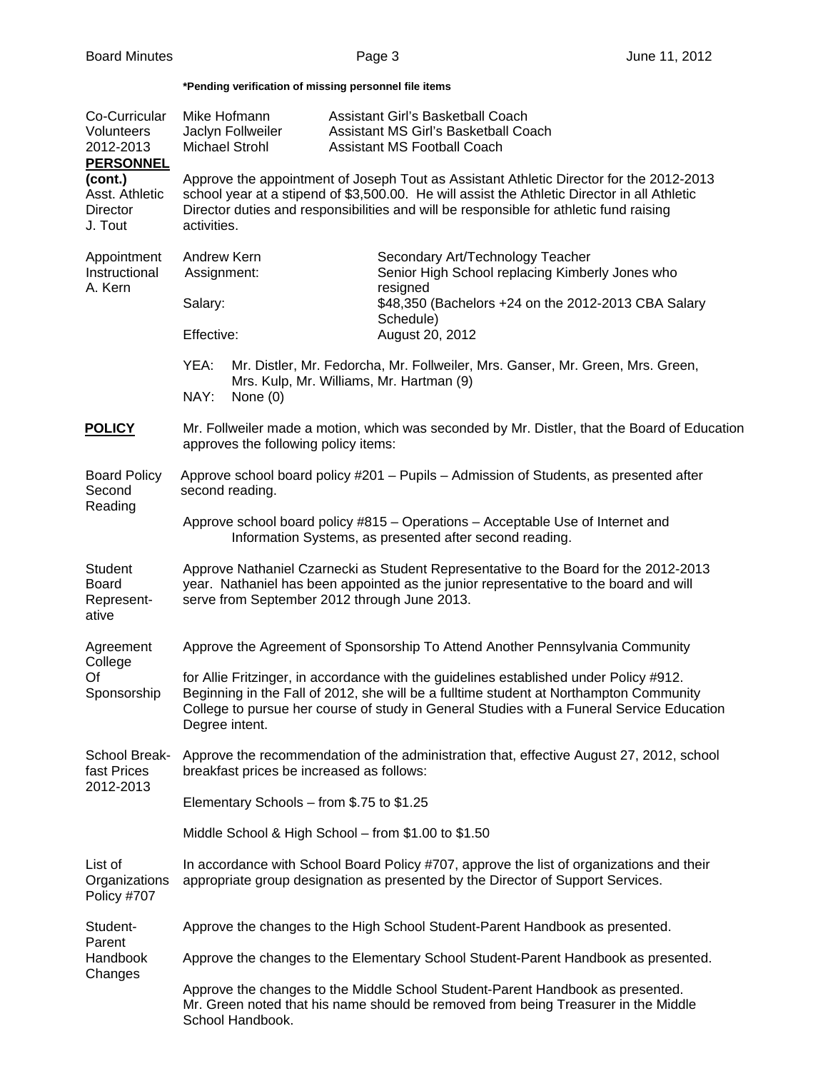*Pending verification of missing personnel file items

| | | |
|---|---|---|
| Co-Curricular Volunteers 2012-2013 | Mike Hofmann | Assistant Girl's Basketball Coach |
| | Jaclyn Follweiler | Assistant MS Girl's Basketball Coach |
| | Michael Strohl | Assistant MS Football Coach |

**PERSONNEL (cont.)**

Asst. Athletic Director J. Tout

Approve the appointment of Joseph Tout as Assistant Athletic Director for the 2012-2013 school year at a stipend of $3,500.00. He will assist the Athletic Director in all Athletic Director duties and responsibilities and will be responsible for athletic fund raising activities.

Appointment Instructional A. Kern

| | |
|---|---|
| Andrew Kern | Secondary Art/Technology Teacher |
| Assignment: | Senior High School replacing Kimberly Jones who resigned |
| Salary: | $48,350 (Bachelors +24 on the 2012-2013 CBA Salary Schedule) |
| Effective: | August 20, 2012 |

YEA: Mr. Distler, Mr. Fedorcha, Mr. Follweiler, Mrs. Ganser, Mr. Green, Mrs. Green, Mrs. Kulp, Mr. Williams, Mr. Hartman (9)
NAY: None (0)

**POLICY**

Mr. Follweiler made a motion, which was seconded by Mr. Distler, that the Board of Education approves the following policy items:

Board Policy Second Reading

Approve school board policy #201 – Pupils – Admission of Students, as presented after second reading.

Approve school board policy #815 – Operations – Acceptable Use of Internet and Information Systems, as presented after second reading.

Student Board Representative

Approve Nathaniel Czarnecki as Student Representative to the Board for the 2012-2013 year. Nathaniel has been appointed as the junior representative to the board and will serve from September 2012 through June 2013.

Agreement College Of Sponsorship

Approve the Agreement of Sponsorship To Attend Another Pennsylvania Community for Allie Fritzinger, in accordance with the guidelines established under Policy #912. Beginning in the Fall of 2012, she will be a fulltime student at Northampton Community College to pursue her course of study in General Studies with a Funeral Service Education Degree intent.

School Breakfast Prices 2012-2013

Approve the recommendation of the administration that, effective August 27, 2012, school breakfast prices be increased as follows:

Elementary Schools – from $.75 to $1.25

Middle School & High School – from $1.00 to $1.50

List of Organizations Policy #707

In accordance with School Board Policy #707, approve the list of organizations and their appropriate group designation as presented by the Director of Support Services.

Student-Parent Handbook Changes

Approve the changes to the High School Student-Parent Handbook as presented.

Approve the changes to the Elementary School Student-Parent Handbook as presented.

Approve the changes to the Middle School Student-Parent Handbook as presented. Mr. Green noted that his name should be removed from being Treasurer in the Middle School Handbook.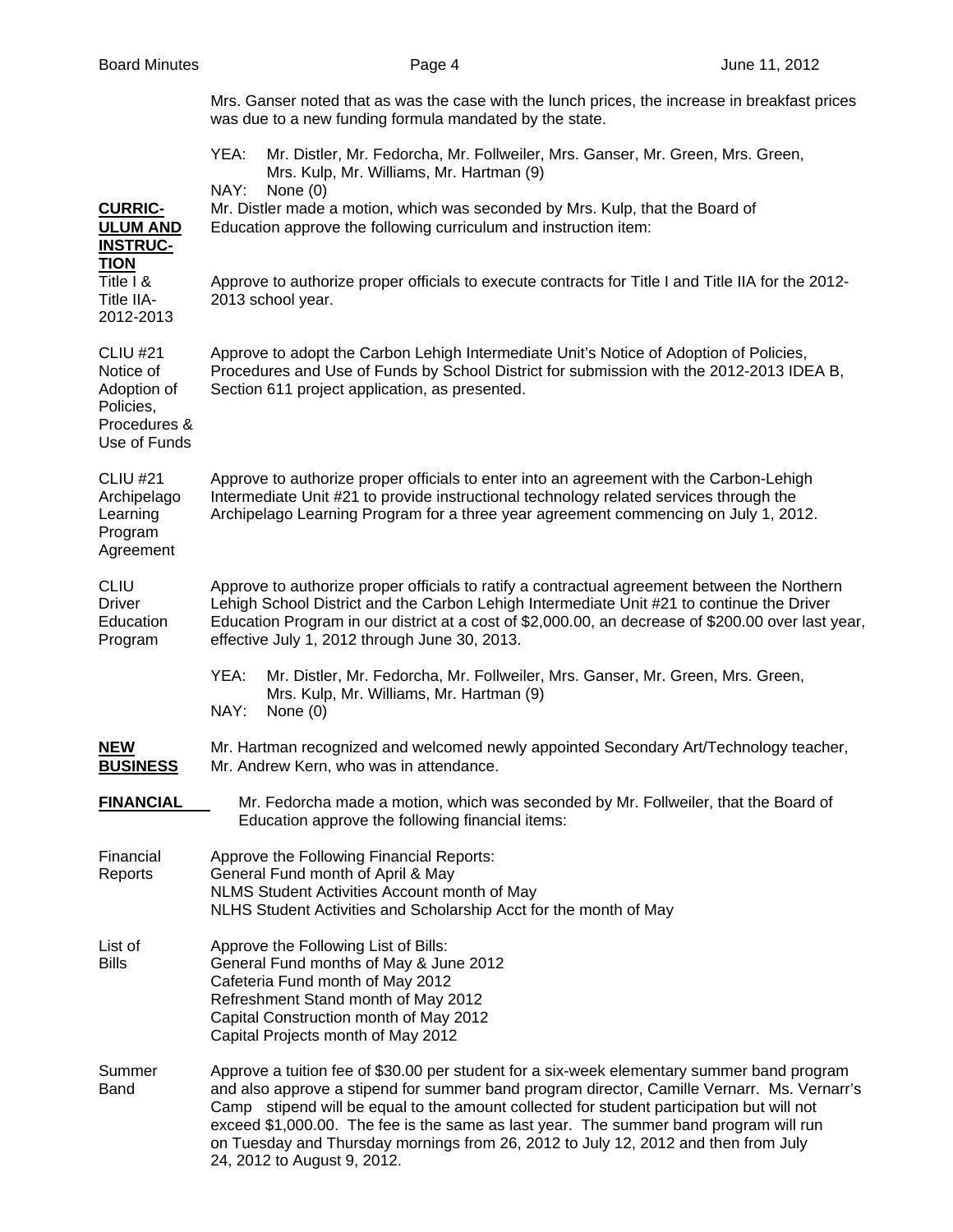Mrs. Ganser noted that as was the case with the lunch prices, the increase in breakfast prices was due to a new funding formula mandated by the state.

YEA: Mr. Distler, Mr. Fedorcha, Mr. Follweiler, Mrs. Ganser, Mr. Green, Mrs. Green, Mrs. Kulp, Mr. Williams, Mr. Hartman (9)
NAY: None (0)

**CURRICULUM AND INSTRUCTION**

Mr. Distler made a motion, which was seconded by Mrs. Kulp, that the Board of Education approve the following curriculum and instruction item:

Title I & Title IIA-2012-2013

Approve to authorize proper officials to execute contracts for Title I and Title IIA for the 2012-2013 school year.

CLIU #21 Notice of Adoption of Policies, Procedures & Use of Funds

Approve to adopt the Carbon Lehigh Intermediate Unit's Notice of Adoption of Policies, Procedures and Use of Funds by School District for submission with the 2012-2013 IDEA B, Section 611 project application, as presented.

CLIU #21 Archipelago Learning Program Agreement

Approve to authorize proper officials to enter into an agreement with the Carbon-Lehigh Intermediate Unit #21 to provide instructional technology related services through the Archipelago Learning Program for a three year agreement commencing on July 1, 2012.

CLIU Driver Education Program

Approve to authorize proper officials to ratify a contractual agreement between the Northern Lehigh School District and the Carbon Lehigh Intermediate Unit #21 to continue the Driver Education Program in our district at a cost of $2,000.00, an decrease of $200.00 over last year, effective July 1, 2012 through June 30, 2013.

YEA: Mr. Distler, Mr. Fedorcha, Mr. Follweiler, Mrs. Ganser, Mr. Green, Mrs. Green, Mrs. Kulp, Mr. Williams, Mr. Hartman (9)
NAY: None (0)

**NEW BUSINESS**

Mr. Hartman recognized and welcomed newly appointed Secondary Art/Technology teacher, Mr. Andrew Kern, who was in attendance.

**FINANCIAL**

Mr. Fedorcha made a motion, which was seconded by Mr. Follweiler, that the Board of Education approve the following financial items:

Financial Reports

Approve the Following Financial Reports:
General Fund month of April & May
NLMS Student Activities Account month of May
NLHS Student Activities and Scholarship Acct for the month of May

List of Bills

Approve the Following List of Bills:
General Fund months of May & June 2012
Cafeteria Fund month of May 2012
Refreshment Stand month of May 2012
Capital Construction month of May 2012
Capital Projects month of May 2012

Summer Band

Approve a tuition fee of $30.00 per student for a six-week elementary summer band program and also approve a stipend for summer band program director, Camille Vernarr. Ms. Vernarr's Camp stipend will be equal to the amount collected for student participation but will not exceed $1,000.00. The fee is the same as last year. The summer band program will run on Tuesday and Thursday mornings from 26, 2012 to July 12, 2012 and then from July 24, 2012 to August 9, 2012.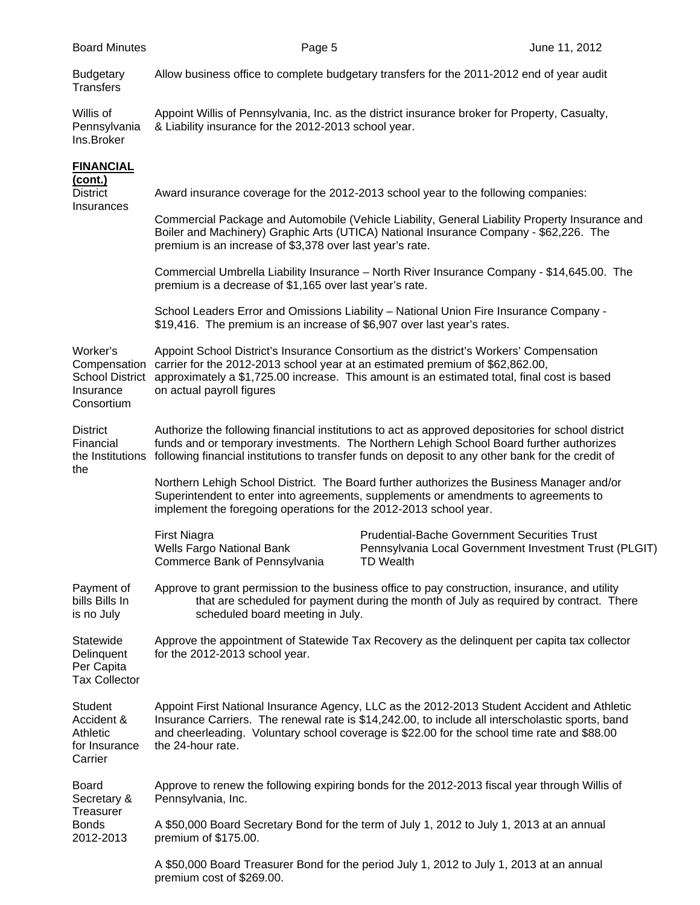**Budgetary Transfers**

Allow business office to complete budgetary transfers for the 2011-2012 end of year audit

**Willis of Pennsylvania Ins.Broker**

Appoint Willis of Pennsylvania, Inc. as the district insurance broker for Property, Casualty, & Liability insurance for the 2012-2013 school year.

## FINANCIAL (cont.)

**District Insurances**

Award insurance coverage for the 2012-2013 school year to the following companies:

Commercial Package and Automobile (Vehicle Liability, General Liability Property Insurance and Boiler and Machinery) Graphic Arts (UTICA) National Insurance Company - $62,226. The premium is an increase of $3,378 over last year's rate.

Commercial Umbrella Liability Insurance – North River Insurance Company - $14,645.00. The premium is a decrease of $1,165 over last year's rate.

School Leaders Error and Omissions Liability – National Union Fire Insurance Company - $19,416. The premium is an increase of $6,907 over last year's rates.

**Worker's Compensation School District Insurance Consortium**

Appoint School District's Insurance Consortium as the district's Workers' Compensation carrier for the 2012-2013 school year at an estimated premium of $62,862.00, approximately a $1,725.00 increase. This amount is an estimated total, final cost is based on actual payroll figures

**District Financial the Institutions the**

Authorize the following financial institutions to act as approved depositories for school district funds and or temporary investments. The Northern Lehigh School Board further authorizes following financial institutions to transfer funds on deposit to any other bank for the credit of

Northern Lehigh School District. The Board further authorizes the Business Manager and/or Superintendent to enter into agreements, supplements or amendments to agreements to implement the foregoing operations for the 2012-2013 school year.

| | |
|---|---|
| First Niagra | Prudential-Bache Government Securities Trust |
| Wells Fargo National Bank | Pennsylvania Local Government Investment Trust (PLGIT) |
| Commerce Bank of Pennsylvania | TD Wealth |

**Payment of bills Bills In is no July**

Approve to grant permission to the business office to pay construction, insurance, and utility that are scheduled for payment during the month of July as required by contract. There scheduled board meeting in July.

**Statewide Delinquent Per Capita Tax Collector**

Approve the appointment of Statewide Tax Recovery as the delinquent per capita tax collector for the 2012-2013 school year.

**Student Accident & Athletic for Insurance Carrier**

Appoint First National Insurance Agency, LLC as the 2012-2013 Student Accident and Athletic Insurance Carriers. The renewal rate is $14,242.00, to include all interscholastic sports, band and cheerleading. Voluntary school coverage is $22.00 for the school time rate and $88.00 the 24-hour rate.

**Board Secretary & Treasurer Bonds 2012-2013**

Approve to renew the following expiring bonds for the 2012-2013 fiscal year through Willis of Pennsylvania, Inc.

A $50,000 Board Secretary Bond for the term of July 1, 2012 to July 1, 2013 at an annual premium of $175.00.

A $50,000 Board Treasurer Bond for the period July 1, 2012 to July 1, 2013 at an annual premium cost of $269.00.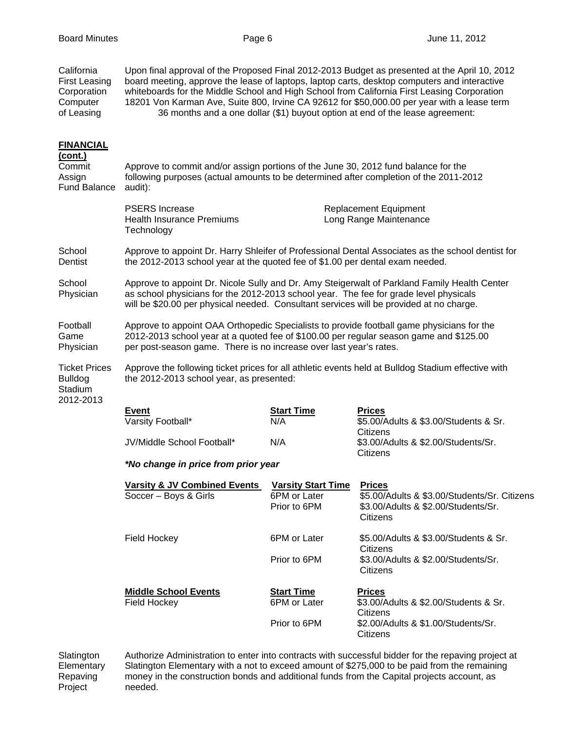**California First Leasing Corporation Computer of Leasing**

Upon final approval of the Proposed Final 2012-2013 Budget as presented at the April 10, 2012 board meeting, approve the lease of laptops, laptop carts, desktop computers and interactive whiteboards for the Middle School and High School from California First Leasing Corporation 18201 Von Karman Ave, Suite 800, Irvine CA 92612 for $50,000.00 per year with a lease term 36 months and a one dollar ($1) buyout option at end of the lease agreement:

## FINANCIAL (cont.)

**Commit Assign Fund Balance**

Approve to commit and/or assign portions of the June 30, 2012 fund balance for the following purposes (actual amounts to be determined after completion of the 2011-2012 audit):

- PSERS Increase
- Health Insurance Premiums
- Technology
- Replacement Equipment
- Long Range Maintenance

**School Dentist**

Approve to appoint Dr. Harry Shleifer of Professional Dental Associates as the school dentist for the 2012-2013 school year at the quoted fee of $1.00 per dental exam needed.

**School Physician**

Approve to appoint Dr. Nicole Sully and Dr. Amy Steigerwalt of Parkland Family Health Center as school physicians for the 2012-2013 school year. The fee for grade level physicals will be $20.00 per physical needed. Consultant services will be provided at no charge.

**Football Game Physician**

Approve to appoint OAA Orthopedic Specialists to provide football game physicians for the 2012-2013 school year at a quoted fee of $100.00 per regular season game and $125.00 per post-season game. There is no increase over last year's rates.

**Ticket Prices Bulldog Stadium 2012-2013**

Approve the following ticket prices for all athletic events held at Bulldog Stadium effective with the 2012-2013 school year, as presented:

| Event | Start Time | Prices |
|---|---|---|
| Varsity Football* | N/A | $5.00/Adults & $3.00/Students & Sr. Citizens |
| JV/Middle School Football* | N/A | $3.00/Adults & $2.00/Students/Sr. Citizens |

***No change in price from prior year***

| Varsity & JV Combined Events | Varsity Start Time | Prices |
|---|---|---|
| Soccer – Boys & Girls | 6PM or Later | $5.00/Adults & $3.00/Students/Sr. Citizens |
| | Prior to 6PM | $3.00/Adults & $2.00/Students/Sr. Citizens |
| Field Hockey | 6PM or Later | $5.00/Adults & $3.00/Students & Sr. Citizens |
| | Prior to 6PM | $3.00/Adults & $2.00/Students/Sr. Citizens |

| Middle School Events | Start Time | Prices |
|---|---|---|
| Field Hockey | 6PM or Later | $3.00/Adults & $2.00/Students & Sr. Citizens |
| | Prior to 6PM | $2.00/Adults & $1.00/Students/Sr. Citizens |

**Slatington Elementary Repaving Project**

Authorize Administration to enter into contracts with successful bidder for the repaving project at Slatington Elementary with a not to exceed amount of $275,000 to be paid from the remaining money in the construction bonds and additional funds from the Capital projects account, as needed.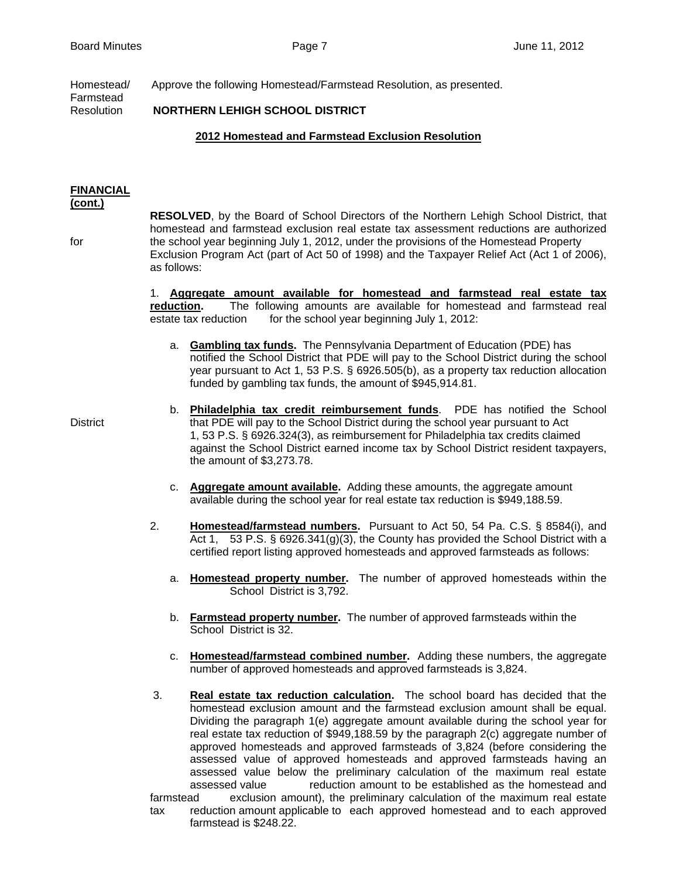Homestead/ Farmstead Resolution

Approve the following Homestead/Farmstead Resolution, as presented.

**NORTHERN LEHIGH SCHOOL DISTRICT**

**2012 Homestead and Farmstead Exclusion Resolution**

**FINANCIAL (cont.)**

**RESOLVED**, by the Board of School Directors of the Northern Lehigh School District, that homestead and farmstead exclusion real estate tax assessment reductions are authorized for the school year beginning July 1, 2012, under the provisions of the Homestead Property Exclusion Program Act (part of Act 50 of 1998) and the Taxpayer Relief Act (Act 1 of 2006), as follows:

1. **Aggregate amount available for homestead and farmstead real estate tax reduction.** The following amounts are available for homestead and farmstead real estate tax reduction for the school year beginning July 1, 2012:

   a. **Gambling tax funds.** The Pennsylvania Department of Education (PDE) has notified the School District that PDE will pay to the School District during the school year pursuant to Act 1, 53 P.S. § 6926.505(b), as a property tax reduction allocation funded by gambling tax funds, the amount of $945,914.81.

   b. **Philadelphia tax credit reimbursement funds**. PDE has notified the School District that PDE will pay to the School District during the school year pursuant to Act 1, 53 P.S. § 6926.324(3), as reimbursement for Philadelphia tax credits claimed against the School District earned income tax by School District resident taxpayers, the amount of $3,273.78.

   c. **Aggregate amount available.** Adding these amounts, the aggregate amount available during the school year for real estate tax reduction is $949,188.59.

2. **Homestead/farmstead numbers.** Pursuant to Act 50, 54 Pa. C.S. § 8584(i), and Act 1, 53 P.S. § 6926.341(g)(3), the County has provided the School District with a certified report listing approved homesteads and approved farmsteads as follows:

   a. **Homestead property number.** The number of approved homesteads within the School District is 3,792.

   b. **Farmstead property number.** The number of approved farmsteads within the School District is 32.

   c. **Homestead/farmstead combined number.** Adding these numbers, the aggregate number of approved homesteads and approved farmsteads is 3,824.

3. **Real estate tax reduction calculation.** The school board has decided that the homestead exclusion amount and the farmstead exclusion amount shall be equal. Dividing the paragraph 1(e) aggregate amount available during the school year for real estate tax reduction of $949,188.59 by the paragraph 2(c) aggregate number of approved homesteads and approved farmsteads of 3,824 (before considering the assessed value of approved homesteads and approved farmsteads having an assessed value below the preliminary calculation of the maximum real estate assessed value reduction amount to be established as the homestead and farmstead exclusion amount), the preliminary calculation of the maximum real estate tax reduction amount applicable to each approved homestead and to each approved farmstead is $248.22.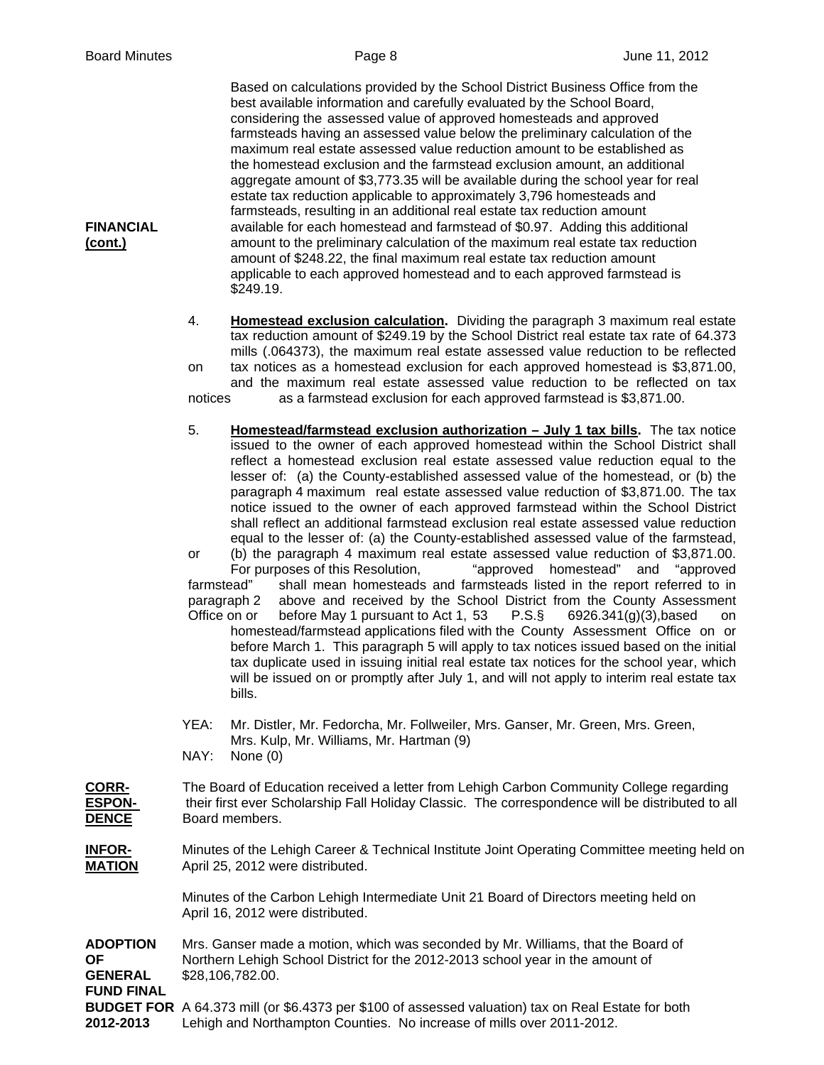**FINANCIAL (cont.)**

Based on calculations provided by the School District Business Office from the best available information and carefully evaluated by the School Board, considering the assessed value of approved homesteads and approved farmsteads having an assessed value below the preliminary calculation of the maximum real estate assessed value reduction amount to be established as the homestead exclusion and the farmstead exclusion amount, an additional aggregate amount of $3,773.35 will be available during the school year for real estate tax reduction applicable to approximately 3,796 homesteads and farmsteads, resulting in an additional real estate tax reduction amount available for each homestead and farmstead of $0.97. Adding this additional amount to the preliminary calculation of the maximum real estate tax reduction amount of $248.22, the final maximum real estate tax reduction amount applicable to each approved homestead and to each approved farmstead is $249.19.

4. **Homestead exclusion calculation.** Dividing the paragraph 3 maximum real estate tax reduction amount of $249.19 by the School District real estate tax rate of 64.373 mills (.064373), the maximum real estate assessed value reduction to be reflected on tax notices as a homestead exclusion for each approved homestead is $3,871.00, and the maximum real estate assessed value reduction to be reflected on tax notices as a farmstead exclusion for each approved farmstead is $3,871.00.

5. **Homestead/farmstead exclusion authorization – July 1 tax bills.** The tax notice issued to the owner of each approved homestead within the School District shall reflect a homestead exclusion real estate assessed value reduction equal to the lesser of: (a) the County-established assessed value of the homestead, or (b) the paragraph 4 maximum real estate assessed value reduction of $3,871.00. The tax notice issued to the owner of each approved farmstead within the School District shall reflect an additional farmstead exclusion real estate assessed value reduction equal to the lesser of: (a) the County-established assessed value of the farmstead, or (b) the paragraph 4 maximum real estate assessed value reduction of $3,871.00. For purposes of this Resolution, "approved homestead" and "approved farmstead" shall mean homesteads and farmsteads listed in the report referred to in paragraph 2 above and received by the School District from the County Assessment Office on or before May 1 pursuant to Act 1, 53 P.S.§ 6926.341(g)(3),based on homestead/farmstead applications filed with the County Assessment Office on or before March 1. This paragraph 5 will apply to tax notices issued based on the initial tax duplicate used in issuing initial real estate tax notices for the school year, which will be issued on or promptly after July 1, and will not apply to interim real estate tax bills.

YEA: Mr. Distler, Mr. Fedorcha, Mr. Follweiler, Mrs. Ganser, Mr. Green, Mrs. Green, Mrs. Kulp, Mr. Williams, Mr. Hartman (9)
NAY: None (0)

**CORRESPONDENCE**

The Board of Education received a letter from Lehigh Carbon Community College regarding their first ever Scholarship Fall Holiday Classic. The correspondence will be distributed to all Board members.

**INFORMATION**

Minutes of the Lehigh Career & Technical Institute Joint Operating Committee meeting held on April 25, 2012 were distributed.

Minutes of the Carbon Lehigh Intermediate Unit 21 Board of Directors meeting held on April 16, 2012 were distributed.

**ADOPTION OF GENERAL FUND FINAL BUDGET FOR 2012-2013**

Mrs. Ganser made a motion, which was seconded by Mr. Williams, that the Board of Northern Lehigh School District for the 2012-2013 school year in the amount of $28,106,782.00.

A 64.373 mill (or $6.4373 per $100 of assessed valuation) tax on Real Estate for both Lehigh and Northampton Counties. No increase of mills over 2011-2012.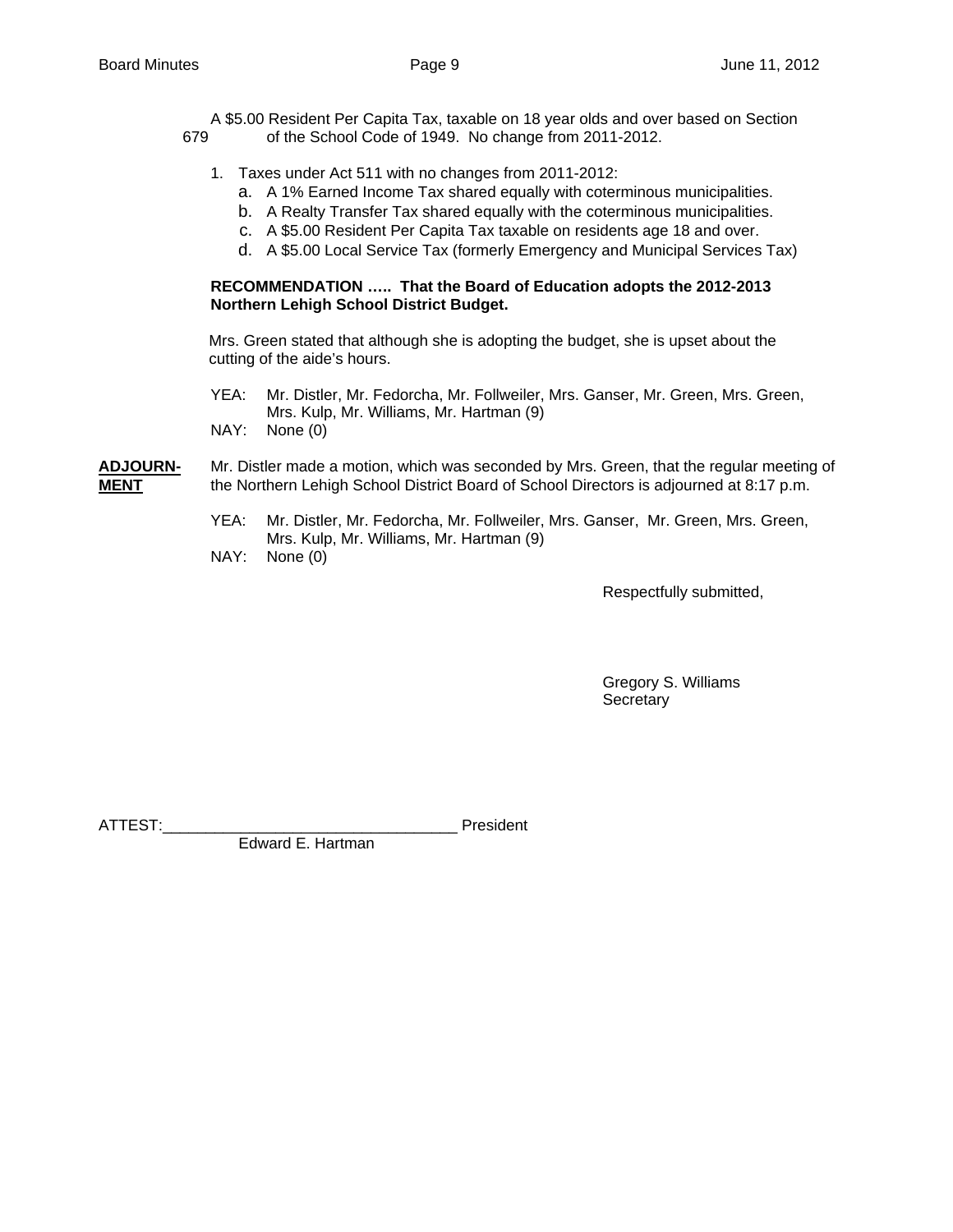A $5.00 Resident Per Capita Tax, taxable on 18 year olds and over based on Section 679 of the School Code of 1949. No change from 2011-2012.

1. Taxes under Act 511 with no changes from 2011-2012:
   a. A 1% Earned Income Tax shared equally with coterminous municipalities.
   b. A Realty Transfer Tax shared equally with the coterminous municipalities.
   c. A $5.00 Resident Per Capita Tax taxable on residents age 18 and over.
   d. A $5.00 Local Service Tax (formerly Emergency and Municipal Services Tax)

**RECOMMENDATION ….. That the Board of Education adopts the 2012-2013 Northern Lehigh School District Budget.**

Mrs. Green stated that although she is adopting the budget, she is upset about the cutting of the aide's hours.

YEA: Mr. Distler, Mr. Fedorcha, Mr. Follweiler, Mrs. Ganser, Mr. Green, Mrs. Green, Mrs. Kulp, Mr. Williams, Mr. Hartman (9)
NAY: None (0)

**ADJOURN-MENT**

Mr. Distler made a motion, which was seconded by Mrs. Green, that the regular meeting of the Northern Lehigh School District Board of School Directors is adjourned at 8:17 p.m.

YEA: Mr. Distler, Mr. Fedorcha, Mr. Follweiler, Mrs. Ganser, Mr. Green, Mrs. Green, Mrs. Kulp, Mr. Williams, Mr. Hartman (9)
NAY: None (0)

Respectfully submitted,

Gregory S. Williams
Secretary

ATTEST:_________________________________ President
Edward E. Hartman